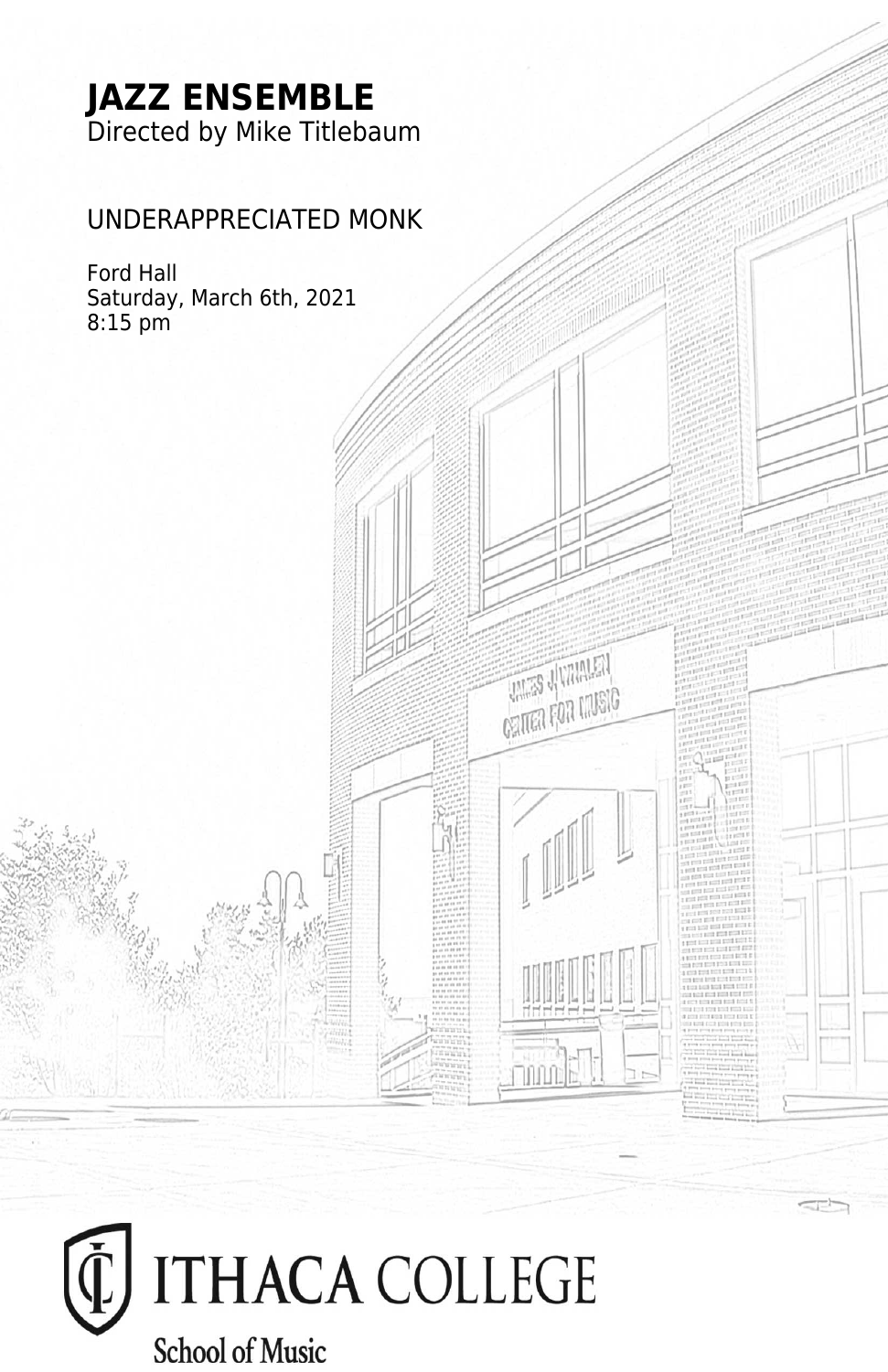# JAZZ ENSEMBLE

Directed by Mike Titlebaum

UNDERAPPRECIATED MONK

Ford Hall
Saturday, March 6th, 2021
8:15 pm

ITHACA COLLEGE
School of Music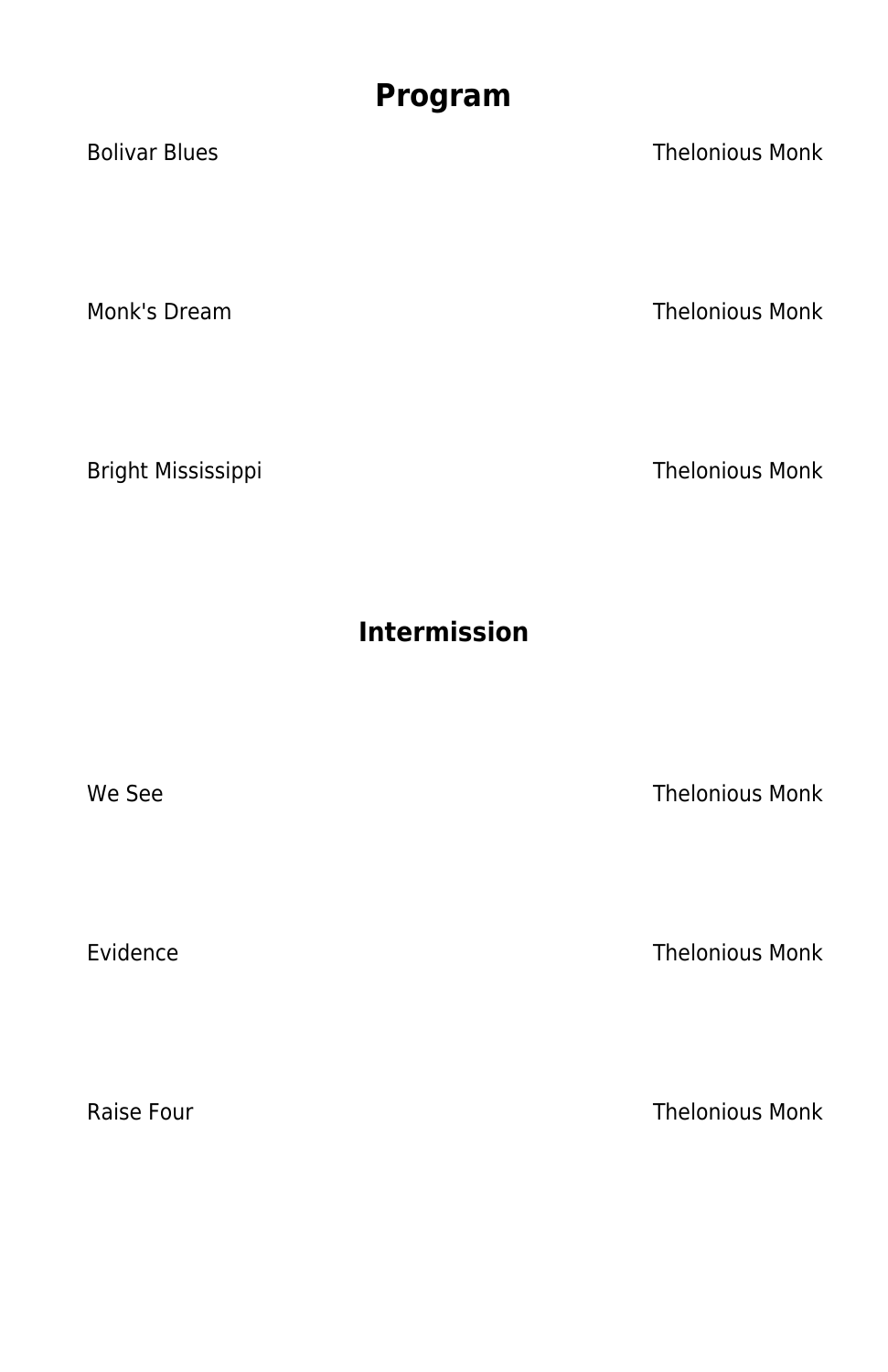# Program

Bolivar Blues — Thelonious Monk

Monk's Dream — Thelonious Monk

Bright Mississippi — Thelonious Monk

## Intermission

We See — Thelonious Monk

Evidence — Thelonious Monk

Raise Four — Thelonious Monk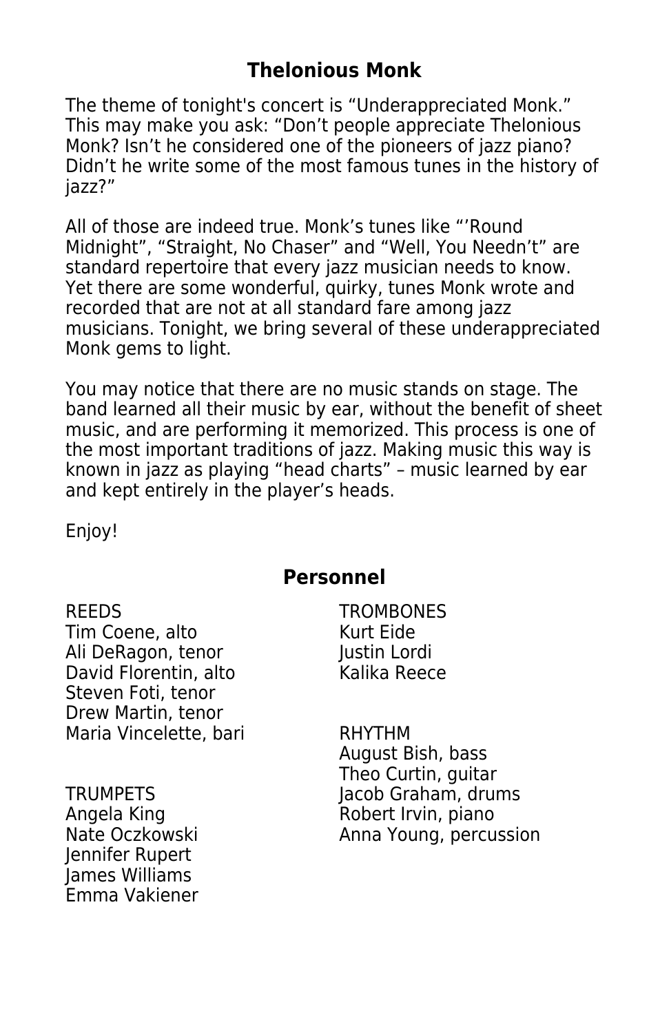## Thelonious Monk

The theme of tonight's concert is “Underappreciated Monk.” This may make you ask: “Don’t people appreciate Thelonious Monk? Isn’t he considered one of the pioneers of jazz piano? Didn’t he write some of the most famous tunes in the history of jazz?”

All of those are indeed true. Monk’s tunes like “’Round Midnight”, “Straight, No Chaser” and “Well, You Needn’t” are standard repertoire that every jazz musician needs to know. Yet there are some wonderful, quirky, tunes Monk wrote and recorded that are not at all standard fare among jazz musicians. Tonight, we bring several of these underappreciated Monk gems to light.

You may notice that there are no music stands on stage. The band learned all their music by ear, without the benefit of sheet music, and are performing it memorized. This process is one of the most important traditions of jazz. Making music this way is known in jazz as playing “head charts” – music learned by ear and kept entirely in the player’s heads.

Enjoy!

## Personnel

REEDS
Tim Coene, alto
Ali DeRagon, tenor
David Florentin, alto
Steven Foti, tenor
Drew Martin, tenor
Maria Vincelette, bari

TRUMPETS
Angela King
Nate Oczkowski
Jennifer Rupert
James Williams
Emma Vakiener

TROMBONES
Kurt Eide
Justin Lordi
Kalika Reece

RHYTHM
August Bish, bass
Theo Curtin, guitar
Jacob Graham, drums
Robert Irvin, piano
Anna Young, percussion